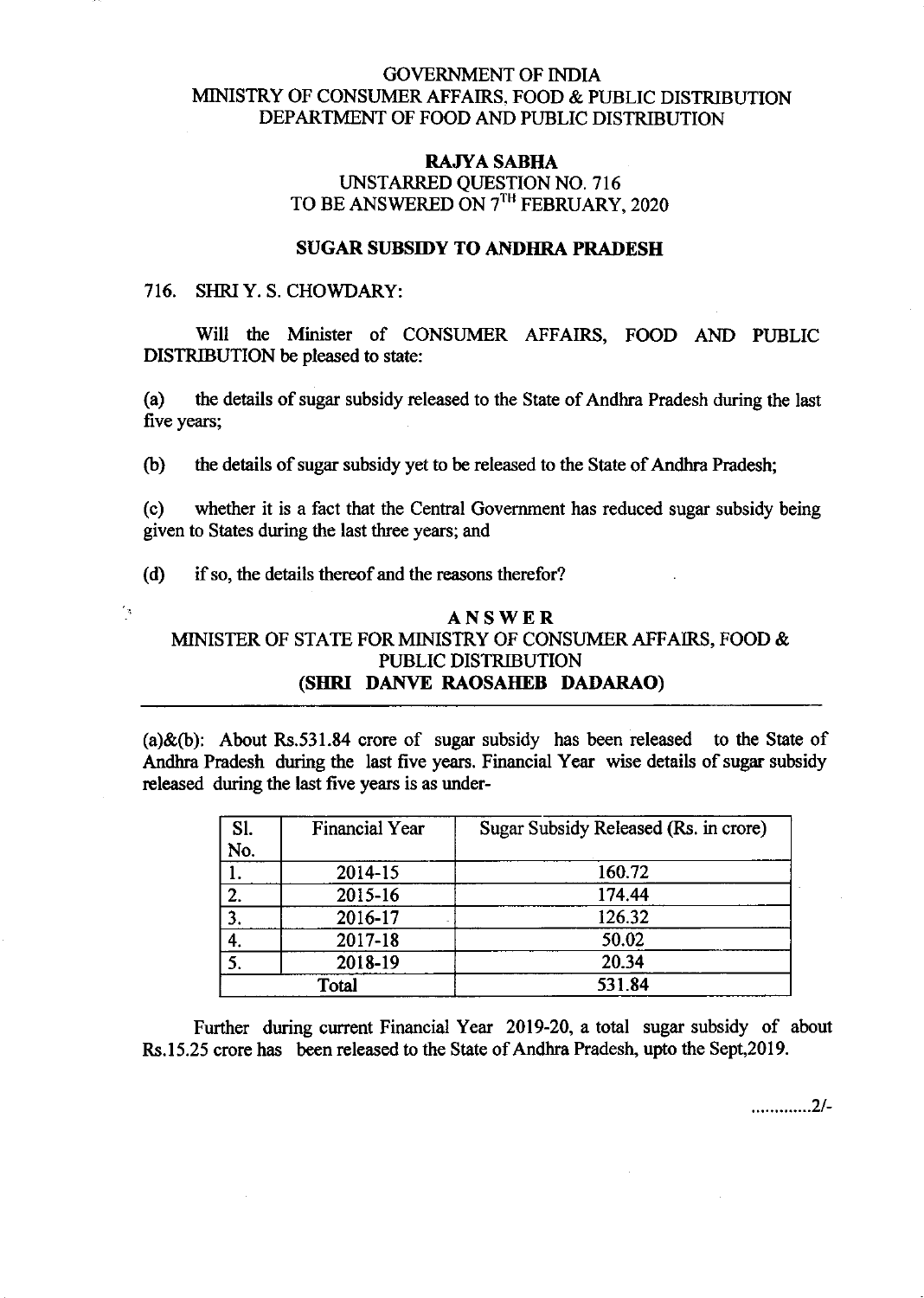GOVERNMENT OF INDIA
MINISTRY OF CONSUMER AFFAIRS, FOOD & PUBLIC DISTRIBUTION
DEPARTMENT OF FOOD AND PUBLIC DISTRIBUTION

**RAJYA SABHA**
UNSTARRED QUESTION NO. 716
TO BE ANSWERED ON 7[TH] FEBRUARY, 2020

**SUGAR SUBSIDY TO ANDHRA PRADESH**

716. SHRI Y. S. CHOWDARY:

Will the Minister of CONSUMER AFFAIRS, FOOD AND PUBLIC DISTRIBUTION be pleased to state:

(a) the details of sugar subsidy released to the State of Andhra Pradesh during the last five years;

(b) the details of sugar subsidy yet to be released to the State of Andhra Pradesh;

(c) whether it is a fact that the Central Government has reduced sugar subsidy being given to States during the last three years; and

(d) if so, the details thereof and the reasons therefor?

**A N S W E R**
MINISTER OF STATE FOR MINISTRY OF CONSUMER AFFAIRS, FOOD & PUBLIC DISTRIBUTION
**(SHRI DANVE RAOSAHEB DADARAO)**

(a)&(b): About Rs.531.84 crore of sugar subsidy has been released to the State of Andhra Pradesh during the last five years. Financial Year wise details of sugar subsidy released during the last five years is as under-

| Sl. No. | Financial Year | Sugar Subsidy Released (Rs. in crore) |
|---|---|---|
| 1. | 2014-15 | 160.72 |
| 2. | 2015-16 | 174.44 |
| 3. | 2016-17 | 126.32 |
| 4. | 2017-18 | 50.02 |
| 5. | 2018-19 | 20.34 |
| Total | | 531.84 |

Further during current Financial Year 2019-20, a total sugar subsidy of about Rs.15.25 crore has been released to the State of Andhra Pradesh, upto the Sept,2019.

.............2/-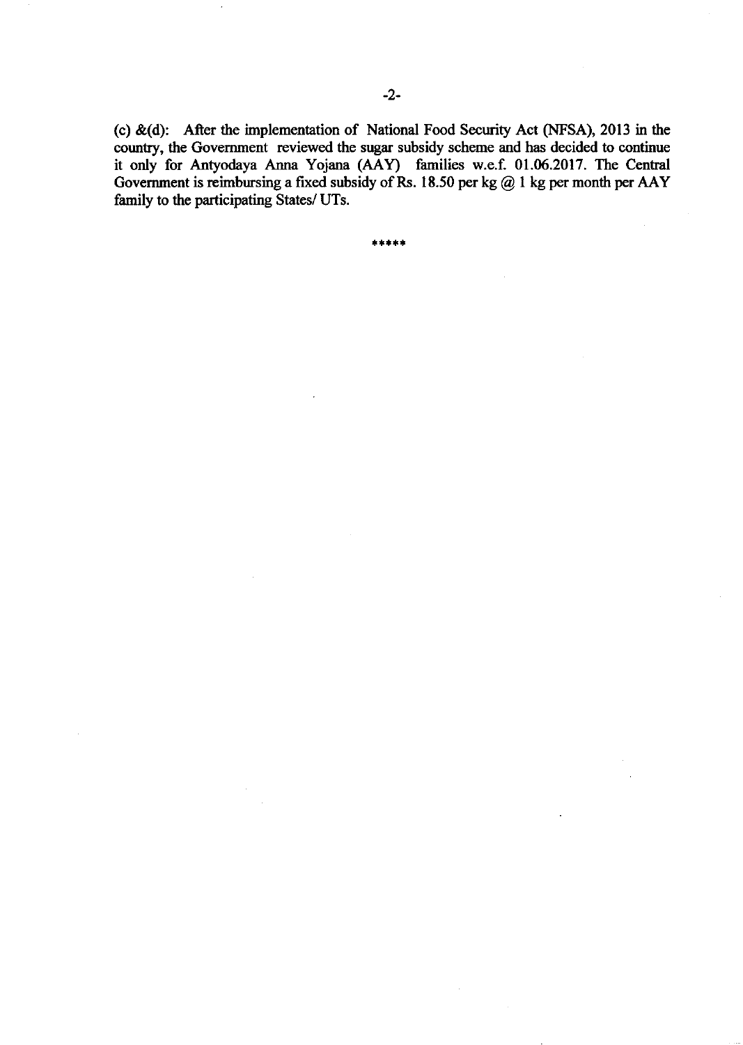(c) &(d): After the implementation of National Food Security Act (NFSA), 2013 in the country, the Government reviewed the sugar subsidy scheme and has decided to continue it only for Antyodaya Anna Yojana (AAY) families w.e.f. 01.06.2017. The Central Government is reimbursing a fixed subsidy of Rs. 18.50 per kg @ 1 kg per month per AAY family to the participating States/ UTs.

*****